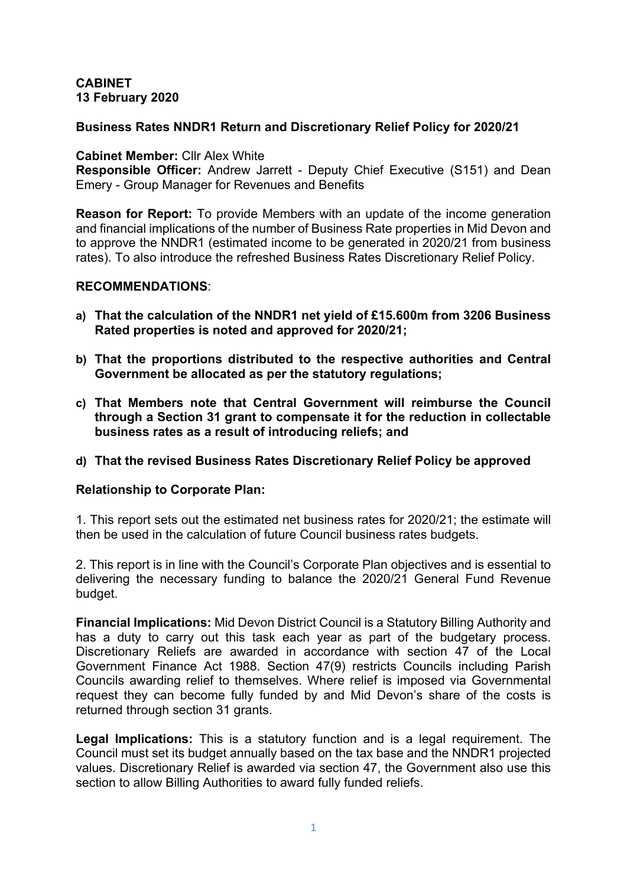**CABINET**
**13 February 2020**

**Business Rates NNDR1 Return and Discretionary Relief Policy for 2020/21**

**Cabinet Member:** Cllr Alex White
**Responsible Officer:** Andrew Jarrett - Deputy Chief Executive (S151) and Dean Emery - Group Manager for Revenues and Benefits

**Reason for Report:** To provide Members with an update of the income generation and financial implications of the number of Business Rate properties in Mid Devon and to approve the NNDR1 (estimated income to be generated in 2020/21 from business rates). To also introduce the refreshed Business Rates Discretionary Relief Policy.

**RECOMMENDATIONS**:

a) **That the calculation of the NNDR1 net yield of £15.600m from 3206 Business Rated properties is noted and approved for 2020/21;**

b) **That the proportions distributed to the respective authorities and Central Government be allocated as per the statutory regulations;**

c) **That Members note that Central Government will reimburse the Council through a Section 31 grant to compensate it for the reduction in collectable business rates as a result of introducing reliefs; and**

d) **That the revised Business Rates Discretionary Relief Policy be approved**

**Relationship to Corporate Plan:**

1. This report sets out the estimated net business rates for 2020/21; the estimate will then be used in the calculation of future Council business rates budgets.

2. This report is in line with the Council's Corporate Plan objectives and is essential to delivering the necessary funding to balance the 2020/21 General Fund Revenue budget.

**Financial Implications:** Mid Devon District Council is a Statutory Billing Authority and has a duty to carry out this task each year as part of the budgetary process. Discretionary Reliefs are awarded in accordance with section 47 of the Local Government Finance Act 1988. Section 47(9) restricts Councils including Parish Councils awarding relief to themselves. Where relief is imposed via Governmental request they can become fully funded by and Mid Devon's share of the costs is returned through section 31 grants.

**Legal Implications:** This is a statutory function and is a legal requirement. The Council must set its budget annually based on the tax base and the NNDR1 projected values. Discretionary Relief is awarded via section 47, the Government also use this section to allow Billing Authorities to award fully funded reliefs.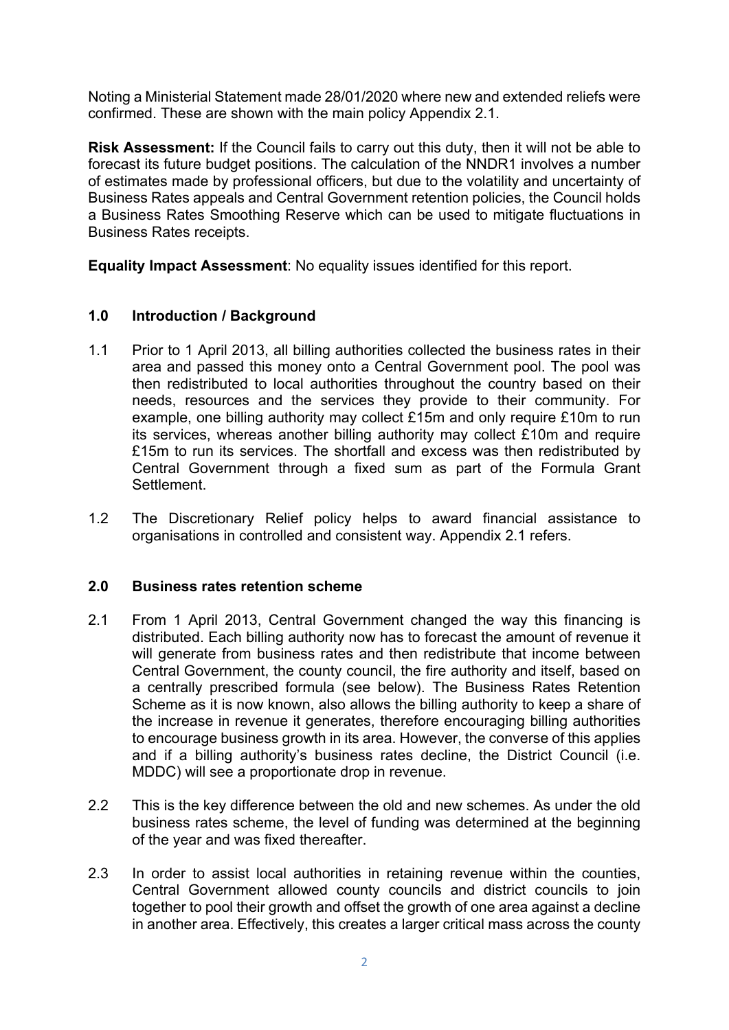Noting a Ministerial Statement made 28/01/2020 where new and extended reliefs were confirmed. These are shown with the main policy Appendix 2.1.

**Risk Assessment:** If the Council fails to carry out this duty, then it will not be able to forecast its future budget positions. The calculation of the NNDR1 involves a number of estimates made by professional officers, but due to the volatility and uncertainty of Business Rates appeals and Central Government retention policies, the Council holds a Business Rates Smoothing Reserve which can be used to mitigate fluctuations in Business Rates receipts.

**Equality Impact Assessment**: No equality issues identified for this report.

## 1.0 Introduction / Background

1.1 Prior to 1 April 2013, all billing authorities collected the business rates in their area and passed this money onto a Central Government pool. The pool was then redistributed to local authorities throughout the country based on their needs, resources and the services they provide to their community. For example, one billing authority may collect £15m and only require £10m to run its services, whereas another billing authority may collect £10m and require £15m to run its services. The shortfall and excess was then redistributed by Central Government through a fixed sum as part of the Formula Grant Settlement.

1.2 The Discretionary Relief policy helps to award financial assistance to organisations in controlled and consistent way. Appendix 2.1 refers.

## 2.0 Business rates retention scheme

2.1 From 1 April 2013, Central Government changed the way this financing is distributed. Each billing authority now has to forecast the amount of revenue it will generate from business rates and then redistribute that income between Central Government, the county council, the fire authority and itself, based on a centrally prescribed formula (see below). The Business Rates Retention Scheme as it is now known, also allows the billing authority to keep a share of the increase in revenue it generates, therefore encouraging billing authorities to encourage business growth in its area. However, the converse of this applies and if a billing authority's business rates decline, the District Council (i.e. MDDC) will see a proportionate drop in revenue.

2.2 This is the key difference between the old and new schemes. As under the old business rates scheme, the level of funding was determined at the beginning of the year and was fixed thereafter.

2.3 In order to assist local authorities in retaining revenue within the counties, Central Government allowed county councils and district councils to join together to pool their growth and offset the growth of one area against a decline in another area. Effectively, this creates a larger critical mass across the county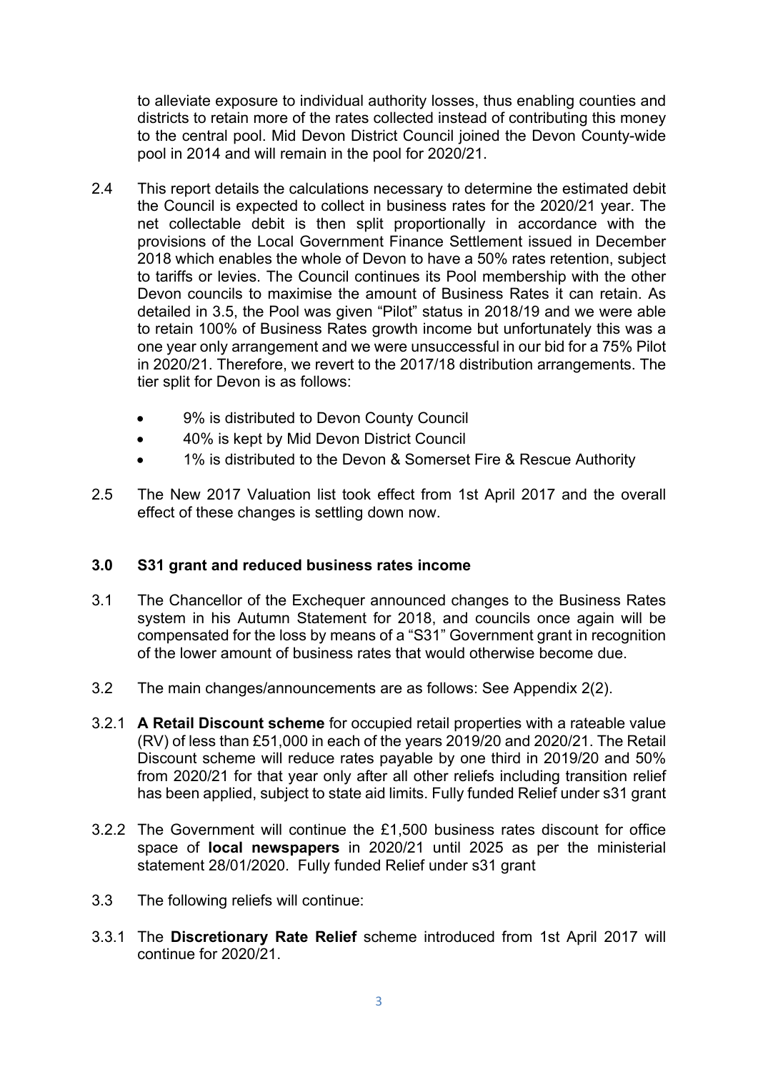to alleviate exposure to individual authority losses, thus enabling counties and districts to retain more of the rates collected instead of contributing this money to the central pool. Mid Devon District Council joined the Devon County-wide pool in 2014 and will remain in the pool for 2020/21.

2.4 This report details the calculations necessary to determine the estimated debit the Council is expected to collect in business rates for the 2020/21 year. The net collectable debit is then split proportionally in accordance with the provisions of the Local Government Finance Settlement issued in December 2018 which enables the whole of Devon to have a 50% rates retention, subject to tariffs or levies. The Council continues its Pool membership with the other Devon councils to maximise the amount of Business Rates it can retain. As detailed in 3.5, the Pool was given "Pilot" status in 2018/19 and we were able to retain 100% of Business Rates growth income but unfortunately this was a one year only arrangement and we were unsuccessful in our bid for a 75% Pilot in 2020/21. Therefore, we revert to the 2017/18 distribution arrangements. The tier split for Devon is as follows:

- 9% is distributed to Devon County Council
- 40% is kept by Mid Devon District Council
- 1% is distributed to the Devon & Somerset Fire & Rescue Authority

2.5 The New 2017 Valuation list took effect from 1st April 2017 and the overall effect of these changes is settling down now.

## 3.0 S31 grant and reduced business rates income

3.1 The Chancellor of the Exchequer announced changes to the Business Rates system in his Autumn Statement for 2018, and councils once again will be compensated for the loss by means of a "S31" Government grant in recognition of the lower amount of business rates that would otherwise become due.

3.2 The main changes/announcements are as follows: See Appendix 2(2).

3.2.1 **A Retail Discount scheme** for occupied retail properties with a rateable value (RV) of less than £51,000 in each of the years 2019/20 and 2020/21. The Retail Discount scheme will reduce rates payable by one third in 2019/20 and 50% from 2020/21 for that year only after all other reliefs including transition relief has been applied, subject to state aid limits. Fully funded Relief under s31 grant

3.2.2 The Government will continue the £1,500 business rates discount for office space of **local newspapers** in 2020/21 until 2025 as per the ministerial statement 28/01/2020. Fully funded Relief under s31 grant

3.3 The following reliefs will continue:

3.3.1 The **Discretionary Rate Relief** scheme introduced from 1st April 2017 will continue for 2020/21.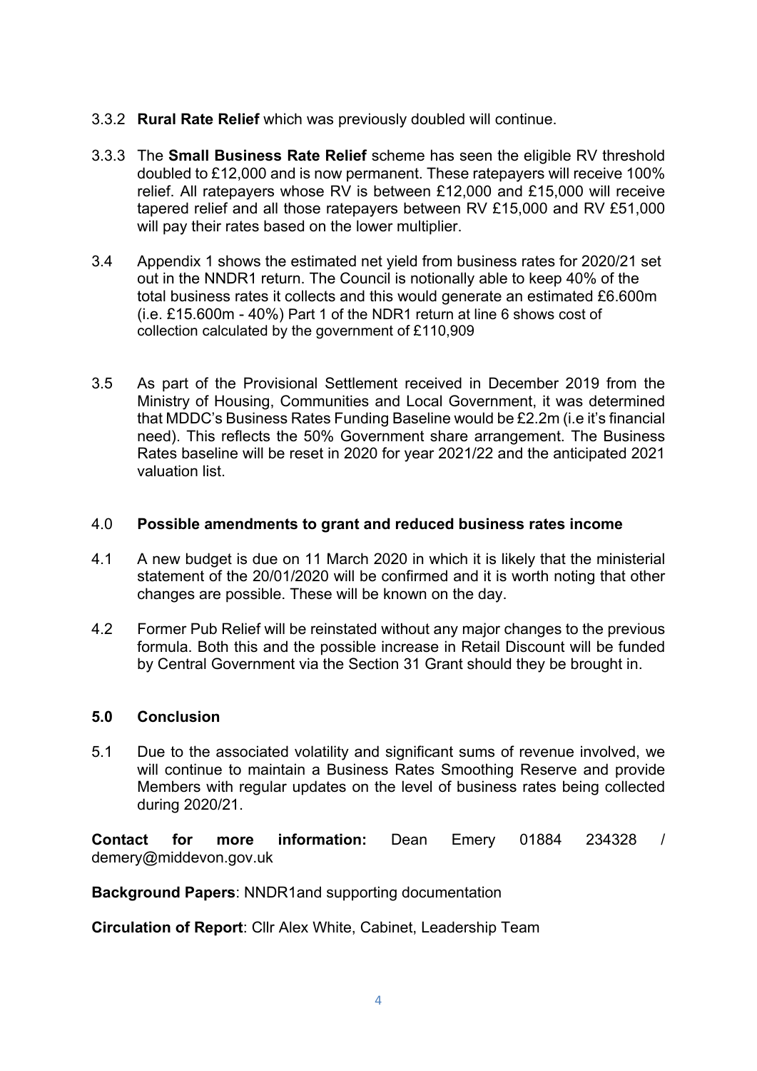3.3.2 **Rural Rate Relief** which was previously doubled will continue.

3.3.3 The **Small Business Rate Relief** scheme has seen the eligible RV threshold doubled to £12,000 and is now permanent. These ratepayers will receive 100% relief. All ratepayers whose RV is between £12,000 and £15,000 will receive tapered relief and all those ratepayers between RV £15,000 and RV £51,000 will pay their rates based on the lower multiplier.

3.4 Appendix 1 shows the estimated net yield from business rates for 2020/21 set out in the NNDR1 return. The Council is notionally able to keep 40% of the total business rates it collects and this would generate an estimated £6.600m (i.e. £15.600m - 40%) Part 1 of the NDR1 return at line 6 shows cost of collection calculated by the government of £110,909

3.5 As part of the Provisional Settlement received in December 2019 from the Ministry of Housing, Communities and Local Government, it was determined that MDDC's Business Rates Funding Baseline would be £2.2m (i.e it's financial need). This reflects the 50% Government share arrangement. The Business Rates baseline will be reset in 2020 for year 2021/22 and the anticipated 2021 valuation list.

## 4.0 Possible amendments to grant and reduced business rates income

4.1 A new budget is due on 11 March 2020 in which it is likely that the ministerial statement of the 20/01/2020 will be confirmed and it is worth noting that other changes are possible. These will be known on the day.

4.2 Former Pub Relief will be reinstated without any major changes to the previous formula. Both this and the possible increase in Retail Discount will be funded by Central Government via the Section 31 Grant should they be brought in.

## 5.0 Conclusion

5.1 Due to the associated volatility and significant sums of revenue involved, we will continue to maintain a Business Rates Smoothing Reserve and provide Members with regular updates on the level of business rates being collected during 2020/21.

**Contact for more information:** Dean Emery 01884 234328 / demery@middevon.gov.uk

**Background Papers**: NNDR1and supporting documentation

**Circulation of Report**: Cllr Alex White, Cabinet, Leadership Team